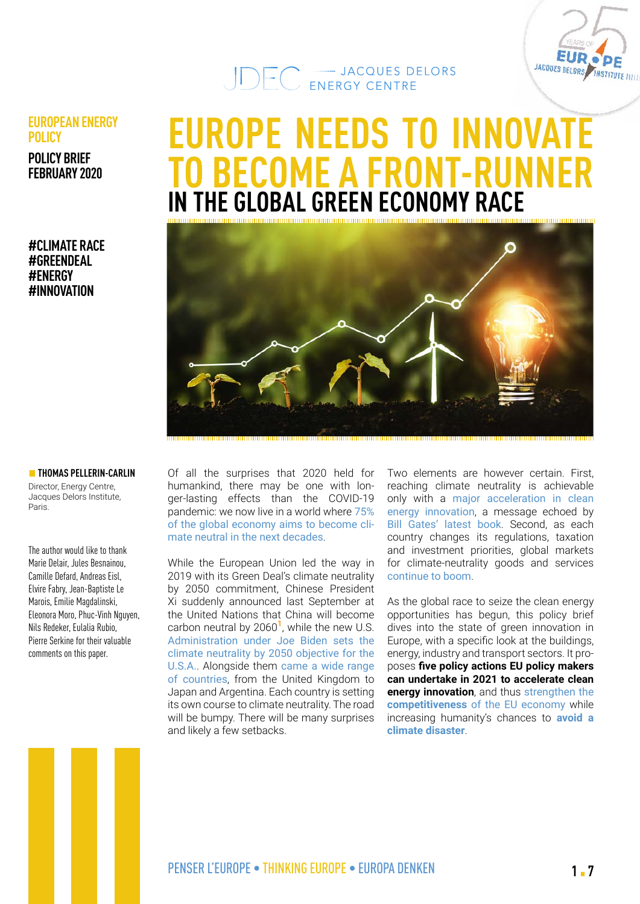JDEC — JACQUES DELORS ENERGY CENTRE

EUROPEAN ENERGY POLICY

POLICY BRIEF
FEBRUARY 2020

#CLIMATE RACE
#GREENDEAL
#ENERGY
#INNOVATION

# EUROPE NEEDS TO INNOVATE TO BECOME A FRONT-RUNNER
## IN THE GLOBAL GREEN ECONOMY RACE

**THOMAS PELLERIN-CARLIN**
Director, Energy Centre, Jacques Delors Institute, Paris.

The author would like to thank Marie Delair, Jules Besnainou, Camille Defard, Andreas Eisl, Elvire Fabry, Jean-Baptiste Le Marois, Emilie Magdalinski, Eleonora Moro, Phuc-Vinh Nguyen, Nils Redeker, Eulalia Rubio, Pierre Serkine for their valuable comments on this paper.

Of all the surprises that 2020 held for humankind, there may be one with longer-lasting effects than the COVID-19 pandemic: we now live in a world where 75% of the global economy aims to become climate neutral in the next decades.

While the European Union led the way in 2019 with its Green Deal's climate neutrality by 2050 commitment, Chinese President Xi suddenly announced last September at the United Nations that China will become carbon neutral by 2060[1], while the new U.S. Administration under Joe Biden sets the climate neutrality by 2050 objective for the U.S.A.. Alongside them came a wide range of countries, from the United Kingdom to Japan and Argentina. Each country is setting its own course to climate neutrality. The road will be bumpy. There will be many surprises and likely a few setbacks.

Two elements are however certain. First, reaching climate neutrality is achievable only with a major acceleration in clean energy innovation, a message echoed by Bill Gates' latest book. Second, as each country changes its regulations, taxation and investment priorities, global markets for climate-neutrality goods and services continue to boom.

As the global race to seize the clean energy opportunities has begun, this policy brief dives into the state of green innovation in Europe, with a specific look at the buildings, energy, industry and transport sectors. It proposes **five policy actions EU policy makers can undertake in 2021 to accelerate clean energy innovation**, and thus **strengthen the competitiveness** of the EU economy while increasing humanity's chances to **avoid a climate disaster**.

PENSER L'EUROPE • THINKING EUROPE • EUROPA DENKEN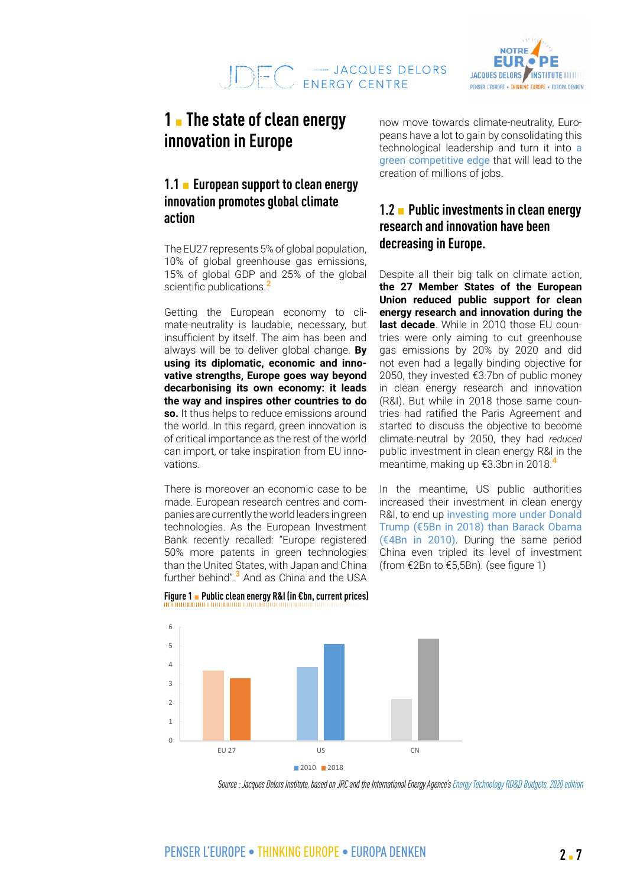# 1 ▪ The state of clean energy innovation in Europe

## 1.1 ▪ European support to clean energy innovation promotes global climate action

The EU27 represents 5% of global population, 10% of global greenhouse gas emissions, 15% of global GDP and 25% of the global scientific publications.[2]

Getting the European economy to climate-neutrality is laudable, necessary, but insufficient by itself. The aim has been and always will be to deliver global change. **By using its diplomatic, economic and innovative strengths, Europe goes way beyond decarbonising its own economy: it leads the way and inspires other countries to do so.** It thus helps to reduce emissions around the world. In this regard, green innovation is of critical importance as the rest of the world can import, or take inspiration from EU innovations.

There is moreover an economic case to be made. European research centres and companies are currently the world leaders in green technologies. As the European Investment Bank recently recalled: "Europe registered 50% more patents in green technologies than the United States, with Japan and China further behind".[3] And as China and the USA now move towards climate-neutrality, Europeans have a lot to gain by consolidating this technological leadership and turn it into a green competitive edge that will lead to the creation of millions of jobs.

## 1.2 ▪ Public investments in clean energy research and innovation have been decreasing in Europe.

Despite all their big talk on climate action, **the 27 Member States of the European Union reduced public support for clean energy research and innovation during the last decade**. While in 2010 those EU countries were only aiming to cut greenhouse gas emissions by 20% by 2020 and did not even had a legally binding objective for 2050, they invested €3.7bn of public money in clean energy research and innovation (R&I). But while in 2018 those same countries had ratified the Paris Agreement and started to discuss the objective to become climate-neutral by 2050, they had *reduced* public investment in clean energy R&I in the meantime, making up €3.3bn in 2018.[4]

In the meantime, US public authorities increased their investment in clean energy R&I, to end up investing more under Donald Trump (€5Bn in 2018) than Barack Obama (€4Bn in 2010). During the same period China even tripled its level of investment (from €2Bn to €5,5Bn). (see figure 1)

**Figure 1 ▪ Public clean energy R&I (in €bn, current prices)**

| | 2010 | 2018 |
|---|---|---|
| EU 27 | 3.7 | 3.3 |
| US | 3.9 | 5.1 |
| CN | 2.2 | 5.4 |

*Source : Jacques Delors Institute, based on JRC and the International Energy Agence's Energy Technology RD&D Budgets, 2020 edition*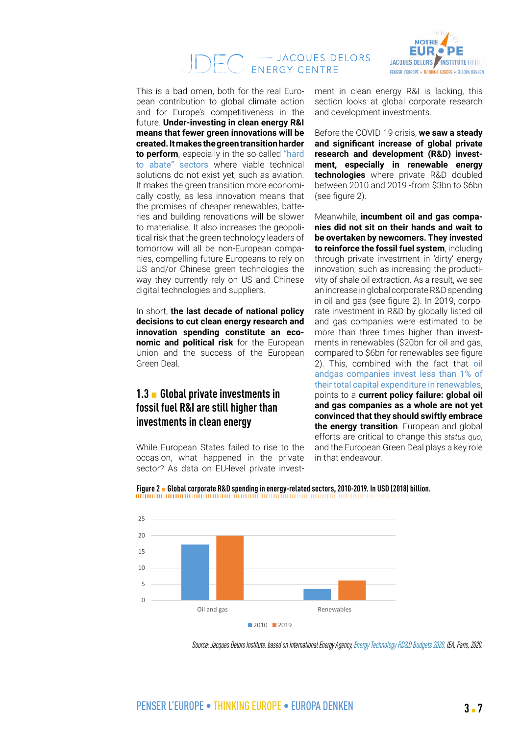This is a bad omen, both for the real European contribution to global climate action and for Europe's competitiveness in the future. **Under-investing in clean energy R&I means that fewer green innovations will be created. It makes the green transition harder to perform**, especially in the so-called "hard to abate" sectors where viable technical solutions do not exist yet, such as aviation. It makes the green transition more economically costly, as less innovation means that the promises of cheaper renewables, batteries and building renovations will be slower to materialise. It also increases the geopolitical risk that the green technology leaders of tomorrow will all be non-European companies, compelling future Europeans to rely on US and/or Chinese green technologies the way they currently rely on US and Chinese digital technologies and suppliers.

In short, **the last decade of national policy decisions to cut clean energy research and innovation spending constitute an economic and political risk** for the European Union and the success of the European Green Deal.

## 1.3 Global private investments in fossil fuel R&I are still higher than investments in clean energy

While European States failed to rise to the occasion, what happened in the private sector? As data on EU-level private investment in clean energy R&I is lacking, this section looks at global corporate research and development investments.

Before the COVID-19 crisis, **we saw a steady and significant increase of global private research and development (R&D) investment, especially in renewable energy technologies** where private R&D doubled between 2010 and 2019 -from $3bn to $6bn (see figure 2).

Meanwhile, **incumbent oil and gas companies did not sit on their hands and wait to be overtaken by newcomers. They invested to reinforce the fossil fuel system**, including through private investment in 'dirty' energy innovation, such as increasing the productivity of shale oil extraction. As a result, we see an increase in global corporate R&D spending in oil and gas (see figure 2). In 2019, corporate investment in R&D by globally listed oil and gas companies were estimated to be more than three times higher than investments in renewables ($20bn for oil and gas, compared to $6bn for renewables see figure 2). This, combined with the fact that oil andgas companies invest less than 1% of their total capital expenditure in renewables, points to a **current policy failure: global oil and gas companies as a whole are not yet convinced that they should swiftly embrace the energy transition**. European and global efforts are critical to change this *status quo*, and the European Green Deal plays a key role in that endeavour.

**Figure 2 Global corporate R&D spending in energy-related sectors, 2010-2019. In USD (2018) billion.**

| | 2010 | 2019 |
|---|---|---|
| Oil and gas | ~17 | ~20 |
| Renewables | ~3 | ~6 |

*Source: Jacques Delors Institute, based on International Energy Agency, Energy Technology RD&D Budgets 2020, IEA, Paris, 2020.*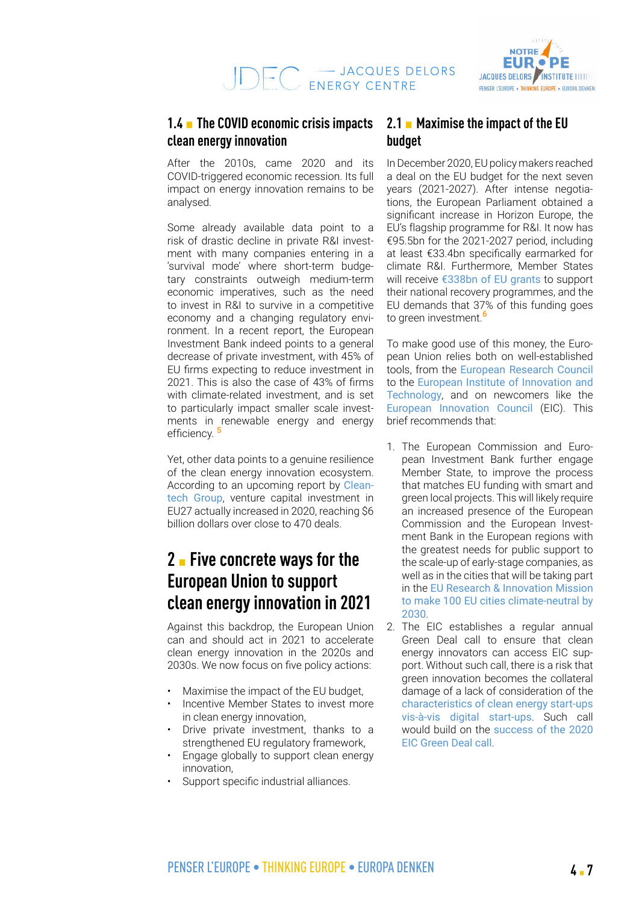## 1.4 ■ The COVID economic crisis impacts clean energy innovation

After the 2010s, came 2020 and its COVID-triggered economic recession. Its full impact on energy innovation remains to be analysed.

Some already available data point to a risk of drastic decline in private R&I investment with many companies entering in a 'survival mode' where short-term budgetary constraints outweigh medium-term economic imperatives, such as the need to invest in R&I to survive in a competitive economy and a changing regulatory environment. In a recent report, the European Investment Bank indeed points to a general decrease of private investment, with 45% of EU firms expecting to reduce investment in 2021. This is also the case of 43% of firms with climate-related investment, and is set to particularly impact smaller scale investments in renewable energy and energy efficiency. [5]

Yet, other data points to a genuine resilience of the clean energy innovation ecosystem. According to an upcoming report by Cleantech Group, venture capital investment in EU27 actually increased in 2020, reaching $6 billion dollars over close to 470 deals.

# 2 ■ Five concrete ways for the European Union to support clean energy innovation in 2021

Against this backdrop, the European Union can and should act in 2021 to accelerate clean energy innovation in the 2020s and 2030s. We now focus on five policy actions:

- Maximise the impact of the EU budget,
- Incentive Member States to invest more in clean energy innovation,
- Drive private investment, thanks to a strengthened EU regulatory framework,
- Engage globally to support clean energy innovation,
- Support specific industrial alliances.

## 2.1 ■ Maximise the impact of the EU budget

In December 2020, EU policy makers reached a deal on the EU budget for the next seven years (2021-2027). After intense negotiations, the European Parliament obtained a significant increase in Horizon Europe, the EU's flagship programme for R&I. It now has €95.5bn for the 2021-2027 period, including at least €33.4bn specifically earmarked for climate R&I. Furthermore, Member States will receive €338bn of EU grants to support their national recovery programmes, and the EU demands that 37% of this funding goes to green investment. [6]

To make good use of this money, the European Union relies both on well-established tools, from the European Research Council to the European Institute of Innovation and Technology, and on newcomers like the European Innovation Council (EIC). This brief recommends that:

1. The European Commission and European Investment Bank further engage Member State, to improve the process that matches EU funding with smart and green local projects. This will likely require an increased presence of the European Commission and the European Investment Bank in the European regions with the greatest needs for public support to the scale-up of early-stage companies, as well as in the cities that will be taking part in the EU Research & Innovation Mission to make 100 EU cities climate-neutral by 2030.
2. The EIC establishes a regular annual Green Deal call to ensure that clean energy innovators can access EIC support. Without such call, there is a risk that green innovation becomes the collateral damage of a lack of consideration of the characteristics of clean energy start-ups vis-à-vis digital start-ups. Such call would build on the success of the 2020 EIC Green Deal call.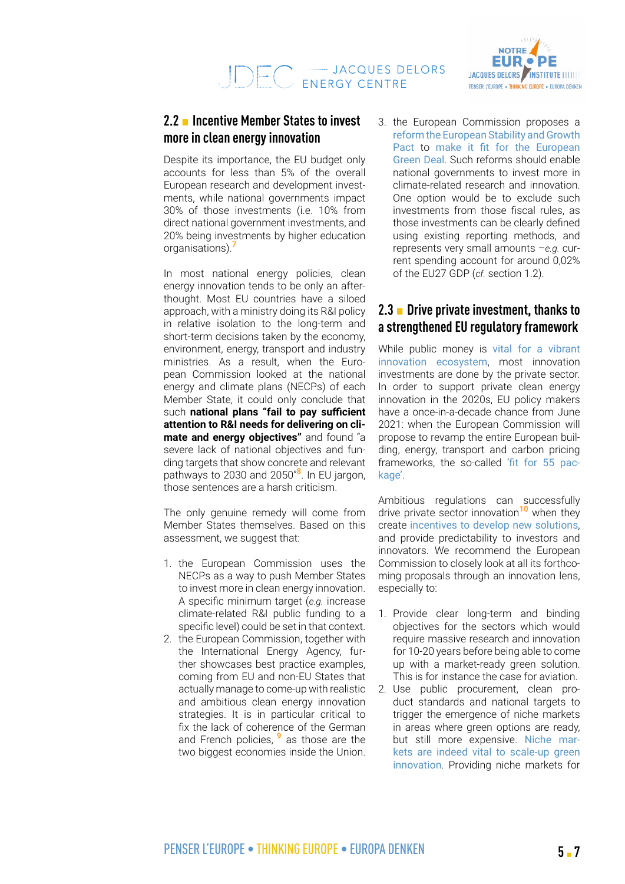## 2.2 ▪ Incentive Member States to invest more in clean energy innovation

Despite its importance, the EU budget only accounts for less than 5% of the overall European research and development investments, while national governments impact 30% of those investments (i.e. 10% from direct national government investments, and 20% being investments by higher education organisations).[7]

In most national energy policies, clean energy innovation tends to be only an afterthought. Most EU countries have a siloed approach, with a ministry doing its R&I policy in relative isolation to the long-term and short-term decisions taken by the economy, environment, energy, transport and industry ministries. As a result, when the European Commission looked at the national energy and climate plans (NECPs) of each Member State, it could only conclude that such **national plans "fail to pay sufficient attention to R&I needs for delivering on climate and energy objectives"** and found "a severe lack of national objectives and funding targets that show concrete and relevant pathways to 2030 and 2050"[8]. In EU jargon, those sentences are a harsh criticism.

The only genuine remedy will come from Member States themselves. Based on this assessment, we suggest that:

1. the European Commission uses the NECPs as a way to push Member States to invest more in clean energy innovation. A specific minimum target (*e.g.* increase climate-related R&I public funding to a specific level) could be set in that context.
2. the European Commission, together with the International Energy Agency, further showcases best practice examples, coming from EU and non-EU States that actually manage to come-up with realistic and ambitious clean energy innovation strategies. It is in particular critical to fix the lack of coherence of the German and French policies, [9] as those are the two biggest economies inside the Union.
3. the European Commission proposes a reform the European Stability and Growth Pact to make it fit for the European Green Deal. Such reforms should enable national governments to invest more in climate-related research and innovation. One option would be to exclude such investments from those fiscal rules, as those investments can be clearly defined using existing reporting methods, and represents very small amounts –*e.g.* current spending account for around 0,02% of the EU27 GDP (*cf.* section 1.2).

## 2.3 ▪ Drive private investment, thanks to a strengthened EU regulatory framework

While public money is vital for a vibrant innovation ecosystem, most innovation investments are done by the private sector. In order to support private clean energy innovation in the 2020s, EU policy makers have a once-in-a-decade chance from June 2021: when the European Commission will propose to revamp the entire European building, energy, transport and carbon pricing frameworks, the so-called 'fit for 55 package'.

Ambitious regulations can successfully drive private sector innovation[10] when they create incentives to develop new solutions, and provide predictability to investors and innovators. We recommend the European Commission to closely look at all its forthcoming proposals through an innovation lens, especially to:

1. Provide clear long-term and binding objectives for the sectors which would require massive research and innovation for 10-20 years before being able to come up with a market-ready green solution. This is for instance the case for aviation.
2. Use public procurement, clean product standards and national targets to trigger the emergence of niche markets in areas where green options are ready, but still more expensive. Niche markets are indeed vital to scale-up green innovation. Providing niche markets for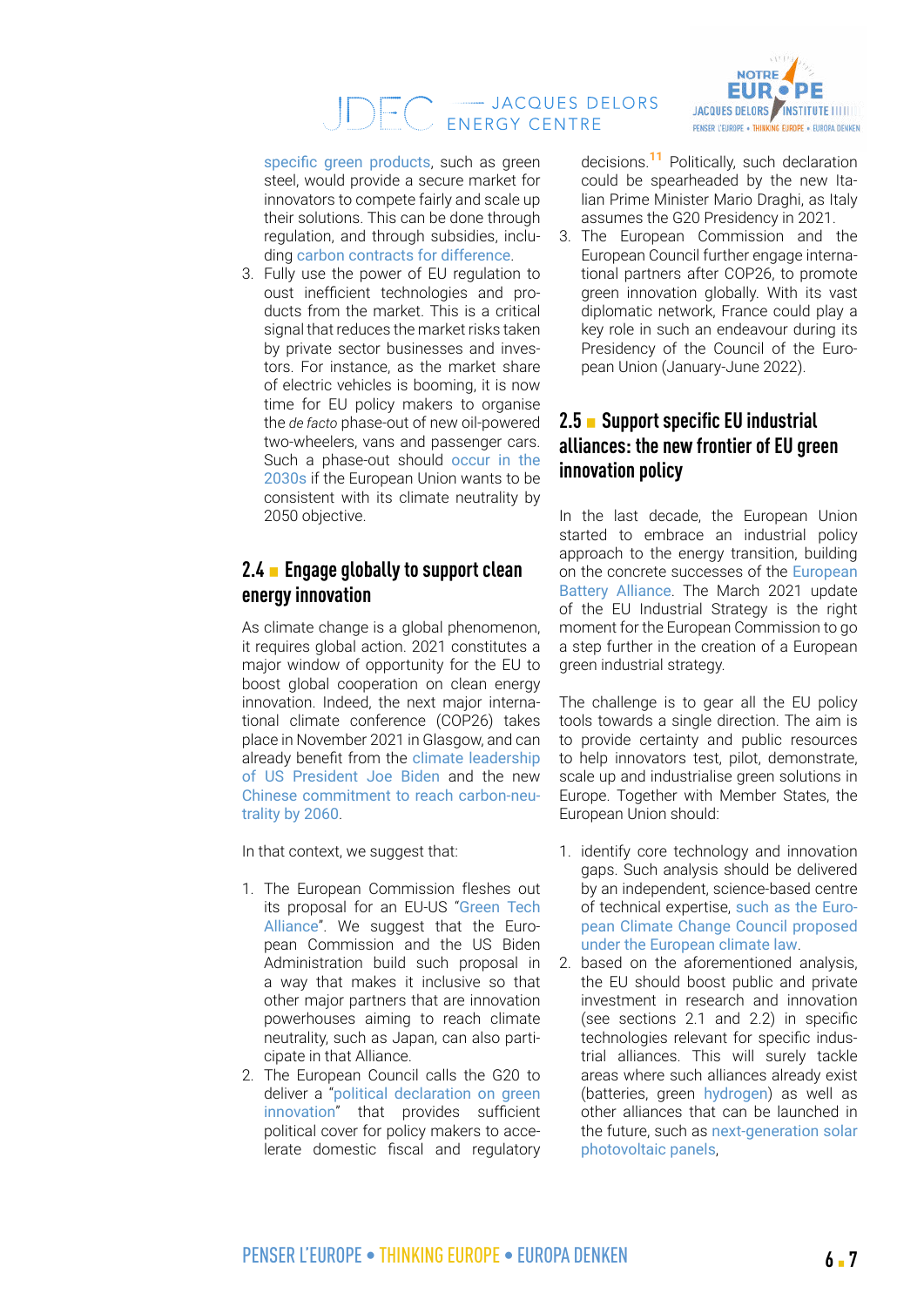specific green products, such as green steel, would provide a secure market for innovators to compete fairly and scale up their solutions. This can be done through regulation, and through subsidies, including carbon contracts for difference.

3. Fully use the power of EU regulation to oust inefficient technologies and products from the market. This is a critical signal that reduces the market risks taken by private sector businesses and investors. For instance, as the market share of electric vehicles is booming, it is now time for EU policy makers to organise the *de facto* phase-out of new oil-powered two-wheelers, vans and passenger cars. Such a phase-out should occur in the 2030s if the European Union wants to be consistent with its climate neutrality by 2050 objective.

## 2.4 ▪ Engage globally to support clean energy innovation

As climate change is a global phenomenon, it requires global action. 2021 constitutes a major window of opportunity for the EU to boost global cooperation on clean energy innovation. Indeed, the next major international climate conference (COP26) takes place in November 2021 in Glasgow, and can already benefit from the climate leadership of US President Joe Biden and the new Chinese commitment to reach carbon-neutrality by 2060.

In that context, we suggest that:

1. The European Commission fleshes out its proposal for an EU-US "Green Tech Alliance". We suggest that the European Commission and the US Biden Administration build such proposal in a way that makes it inclusive so that other major partners that are innovation powerhouses aiming to reach climate neutrality, such as Japan, can also participate in that Alliance.
2. The European Council calls the G20 to deliver a "political declaration on green innovation" that provides sufficient political cover for policy makers to accelerate domestic fiscal and regulatory decisions.[11] Politically, such declaration could be spearheaded by the new Italian Prime Minister Mario Draghi, as Italy assumes the G20 Presidency in 2021.
3. The European Commission and the European Council further engage international partners after COP26, to promote green innovation globally. With its vast diplomatic network, France could play a key role in such an endeavour during its Presidency of the Council of the European Union (January-June 2022).

## 2.5 ▪ Support specific EU industrial alliances: the new frontier of EU green innovation policy

In the last decade, the European Union started to embrace an industrial policy approach to the energy transition, building on the concrete successes of the European Battery Alliance. The March 2021 update of the EU Industrial Strategy is the right moment for the European Commission to go a step further in the creation of a European green industrial strategy.

The challenge is to gear all the EU policy tools towards a single direction. The aim is to provide certainty and public resources to help innovators test, pilot, demonstrate, scale up and industrialise green solutions in Europe. Together with Member States, the European Union should:

1. identify core technology and innovation gaps. Such analysis should be delivered by an independent, science-based centre of technical expertise, such as the European Climate Change Council proposed under the European climate law.
2. based on the aforementioned analysis, the EU should boost public and private investment in research and innovation (see sections 2.1 and 2.2) in specific technologies relevant for specific industrial alliances. This will surely tackle areas where such alliances already exist (batteries, green hydrogen) as well as other alliances that can be launched in the future, such as next-generation solar photovoltaic panels,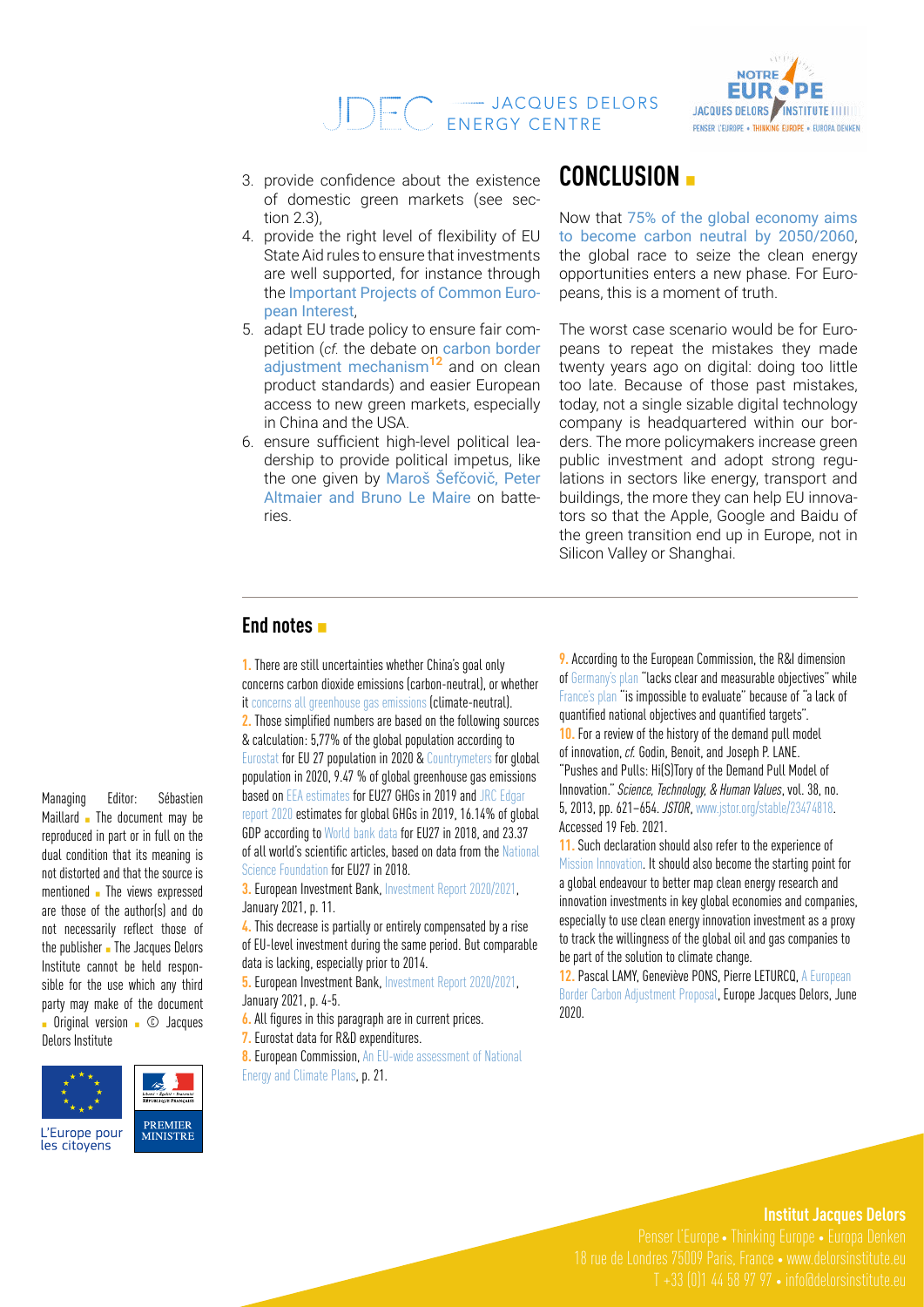3. provide confidence about the existence of domestic green markets (see section 2.3),
4. provide the right level of flexibility of EU State Aid rules to ensure that investments are well supported, for instance through the Important Projects of Common European Interest,
5. adapt EU trade policy to ensure fair competition (*cf.* the debate on carbon border adjustment mechanism[12] and on clean product standards) and easier European access to new green markets, especially in China and the USA.
6. ensure sufficient high-level political leadership to provide political impetus, like the one given by Maroš Šefčovič, Peter Altmaier and Bruno Le Maire on batteries.

## CONCLUSION

Now that 75% of the global economy aims to become carbon neutral by 2050/2060, the global race to seize the clean energy opportunities enters a new phase. For Europeans, this is a moment of truth.

The worst case scenario would be for Europeans to repeat the mistakes they made twenty years ago on digital: doing too little too late. Because of those past mistakes, today, not a single sizable digital technology company is headquartered within our borders. The more policymakers increase green public investment and adopt strong regulations in sectors like energy, transport and buildings, the more they can help EU innovators so that the Apple, Google and Baidu of the green transition end up in Europe, not in Silicon Valley or Shanghai.

### End notes

**1.** There are still uncertainties whether China's goal only concerns carbon dioxide emissions (carbon-neutral), or whether it concerns all greenhouse gas emissions (climate-neutral).

**2.** Those simplified numbers are based on the following sources & calculation: 5,77% of the global population according to Eurostat for EU 27 population in 2020 & Countrymeters for global population in 2020, 9.47 % of global greenhouse gas emissions based on EEA estimates for EU27 GHGs in 2019 and JRC Edgar report 2020 estimates for global GHGs in 2019, 16.14% of global GDP according to World bank data for EU27 in 2018, and 23.37 of all world's scientific articles, based on data from the National Science Foundation for EU27 in 2018.

**3.** European Investment Bank, Investment Report 2020/2021, January 2021, p. 11.

**4.** This decrease is partially or entirely compensated by a rise of EU-level investment during the same period. But comparable data is lacking, especially prior to 2014.

**5.** European Investment Bank, Investment Report 2020/2021, January 2021, p. 4-5.

**6.** All figures in this paragraph are in current prices.

**7.** Eurostat data for R&D expenditures.

**8.** European Commission, An EU-wide assessment of National Energy and Climate Plans, p. 21.

**9.** According to the European Commission, the R&I dimension of Germany's plan "lacks clear and measurable objectives" while France's plan "is impossible to evaluate" because of "a lack of quantified national objectives and quantified targets".

**10.** For a review of the history of the demand pull model of innovation, *cf.* Godin, Benoit, and Joseph P. LANE. "Pushes and Pulls: Hi(S)Tory of the Demand Pull Model of Innovation." *Science, Technology, & Human Values*, vol. 38, no. 5, 2013, pp. 621–654. *JSTOR*, www.jstor.org/stable/23474818. Accessed 19 Feb. 2021.

**11.** Such declaration should also refer to the experience of Mission Innovation. It should also become the starting point for a global endeavour to better map clean energy research and innovation investments in key global economies and companies, especially to use clean energy innovation investment as a proxy to track the willingness of the global oil and gas companies to be part of the solution to climate change.

**12.** Pascal LAMY, Geneviève PONS, Pierre LETURCQ, A European Border Carbon Adjustment Proposal, Europe Jacques Delors, June 2020.

Managing Editor: Sébastien Maillard ▪ The document may be reproduced in part or in full on the dual condition that its meaning is not distorted and that the source is mentioned ▪ The views expressed are those of the author(s) and do not necessarily reflect those of the publisher ▪ The Jacques Delors Institute cannot be held responsible for the use which any third party may make of the document ▪ Original version ▪ © Jacques Delors Institute

L'Europe pour les citoyens

PREMIER MINISTRE

**Institut Jacques Delors**

Penser l'Europe • Thinking Europe • Europa Denken

18 rue de Londres 75009 Paris, France • www.delorsinstitute.eu

T +33 (0)1 44 58 97 97 • info@delorsinstitute.eu